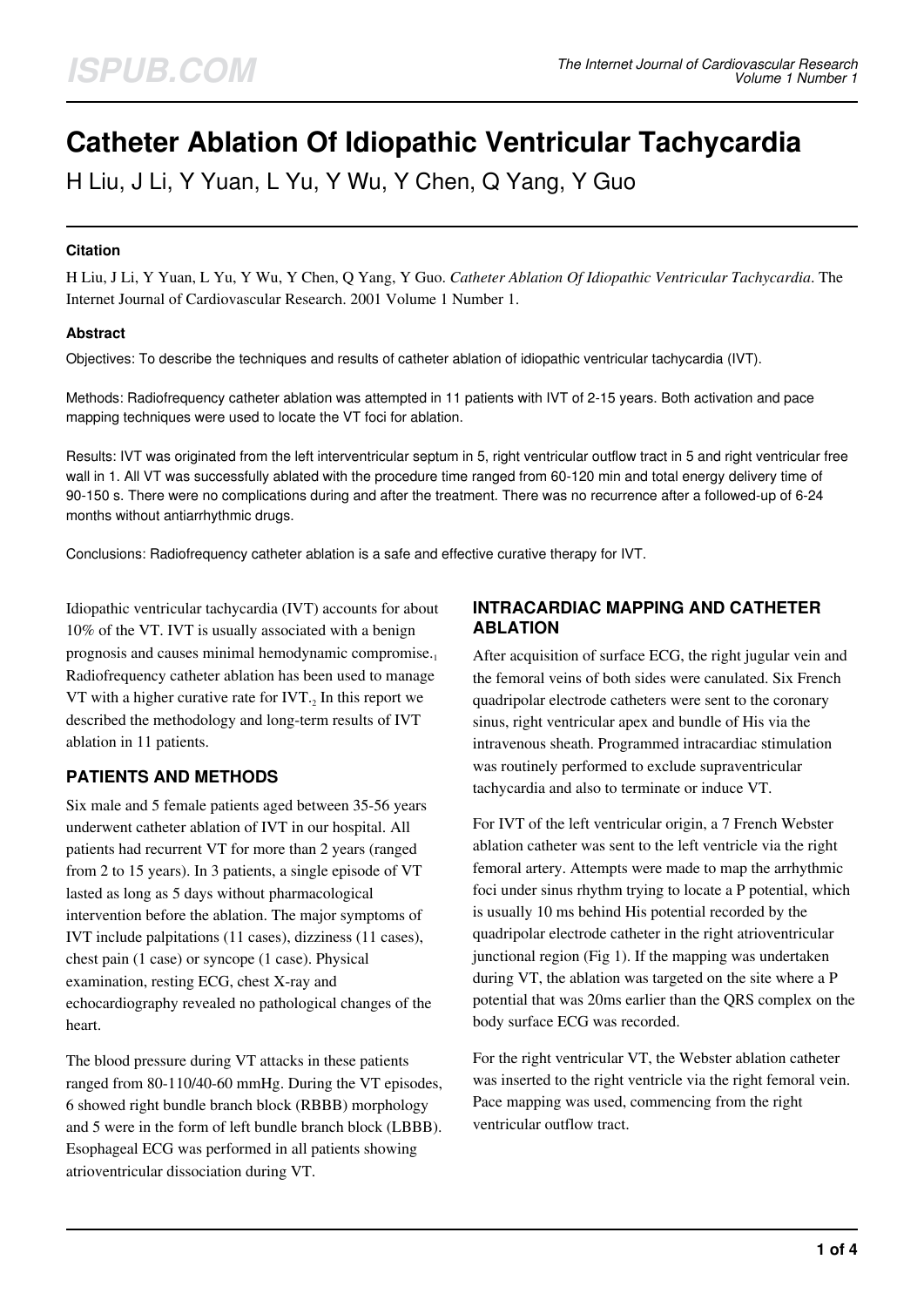# Catheter Ablation Of Idiopathic Ventricular Tachycardia

H Liu, J Li, Y Yuan, L Yu, Y Wu, Y Chen, Q Yang, Y Guo

### Citation

H Liu, J Li, Y Yuan, L Yu, Y Wu, Y Chen, Q Yang, Y Guo. *Catheter Ablation Of Idiopathic Ventricular Tachycardia*. The Internet Journal of Cardiovascular Research. 2001 Volume 1 Number 1.

### Abstract

Objectives: To describe the techniques and results of catheter ablation of idiopathic ventricular tachycardia (IVT).

Methods: Radiofrequency catheter ablation was attempted in 11 patients with IVT of 2-15 years. Both activation and pace mapping techniques were used to locate the VT foci for ablation.

Results: IVT was originated from the left interventricular septum in 5, right ventricular outflow tract in 5 and right ventricular free wall in 1. All VT was successfully ablated with the procedure time ranged from 60-120 min and total energy delivery time of 90-150 s. There were no complications during and after the treatment. There was no recurrence after a followed-up of 6-24 months without antiarrhythmic drugs.

Conclusions: Radiofrequency catheter ablation is a safe and effective curative therapy for IVT.

Idiopathic ventricular tachycardia (IVT) accounts for about 10% of the VT. IVT is usually associated with a benign prognosis and causes minimal hemodynamic compromise.[1] Radiofrequency catheter ablation has been used to manage VT with a higher curative rate for IVT.[2] In this report we described the methodology and long-term results of IVT ablation in 11 patients.

## PATIENTS AND METHODS

Six male and 5 female patients aged between 35-56 years underwent catheter ablation of IVT in our hospital. All patients had recurrent VT for more than 2 years (ranged from 2 to 15 years). In 3 patients, a single episode of VT lasted as long as 5 days without pharmacological intervention before the ablation. The major symptoms of IVT include palpitations (11 cases), dizziness (11 cases), chest pain (1 case) or syncope (1 case). Physical examination, resting ECG, chest X-ray and echocardiography revealed no pathological changes of the heart.

The blood pressure during VT attacks in these patients ranged from 80-110/40-60 mmHg. During the VT episodes, 6 showed right bundle branch block (RBBB) morphology and 5 were in the form of left bundle branch block (LBBB). Esophageal ECG was performed in all patients showing atrioventricular dissociation during VT.

## INTRACARDIAC MAPPING AND CATHETER ABLATION

After acquisition of surface ECG, the right jugular vein and the femoral veins of both sides were canulated. Six French quadripolar electrode catheters were sent to the coronary sinus, right ventricular apex and bundle of His via the intravenous sheath. Programmed intracardiac stimulation was routinely performed to exclude supraventricular tachycardia and also to terminate or induce VT.

For IVT of the left ventricular origin, a 7 French Webster ablation catheter was sent to the left ventricle via the right femoral artery. Attempts were made to map the arrhythmic foci under sinus rhythm trying to locate a P potential, which is usually 10 ms behind His potential recorded by the quadripolar electrode catheter in the right atrioventricular junctional region (Fig 1). If the mapping was undertaken during VT, the ablation was targeted on the site where a P potential that was 20ms earlier than the QRS complex on the body surface ECG was recorded.

For the right ventricular VT, the Webster ablation catheter was inserted to the right ventricle via the right femoral vein. Pace mapping was used, commencing from the right ventricular outflow tract.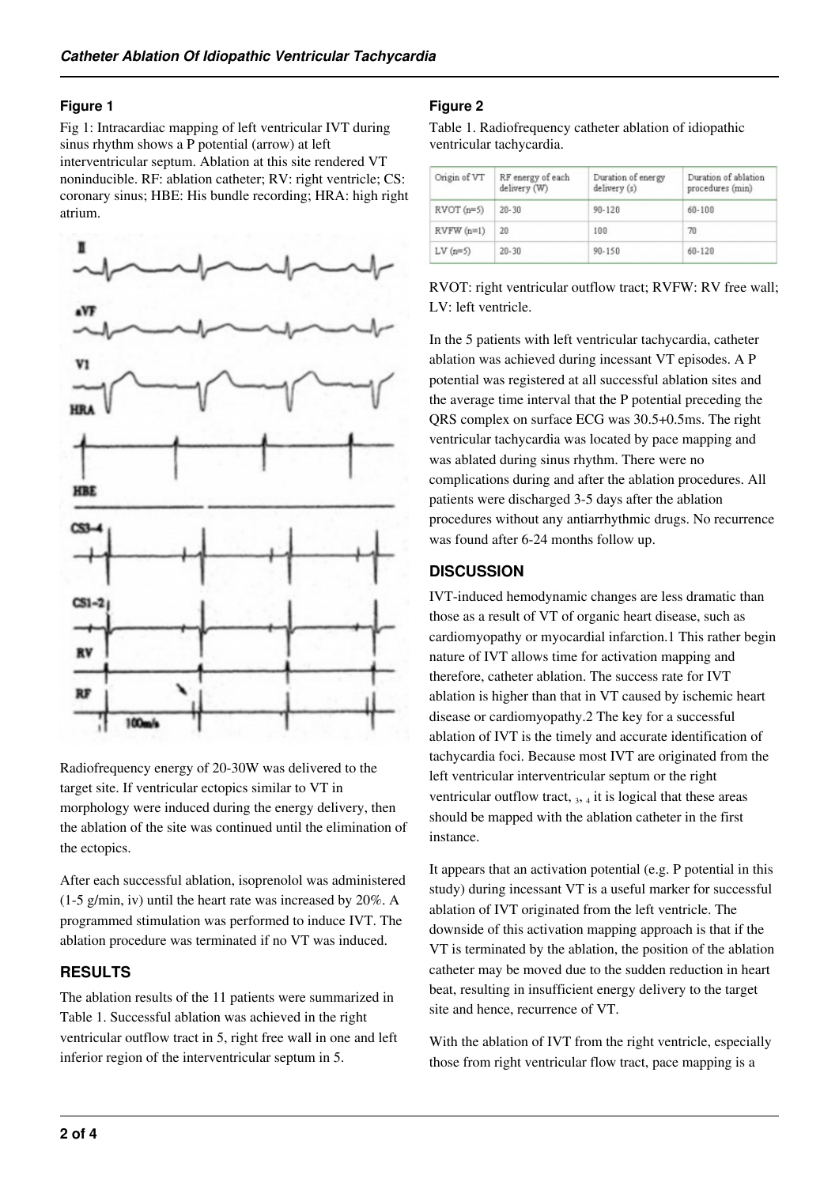### Figure 1

Fig 1: Intracardiac mapping of left ventricular IVT during sinus rhythm shows a P potential (arrow) at left interventricular septum. Ablation at this site rendered VT noninducible. RF: ablation catheter; RV: right ventricle; CS: coronary sinus; HBE: His bundle recording; HRA: high right atrium.

Radiofrequency energy of 20-30W was delivered to the target site. If ventricular ectopics similar to VT in morphology were induced during the energy delivery, then the ablation of the site was continued until the elimination of the ectopics.

After each successful ablation, isoprenolol was administered (1-5 g/min, iv) until the heart rate was increased by 20%. A programmed stimulation was performed to induce IVT. The ablation procedure was terminated if no VT was induced.

## RESULTS

The ablation results of the 11 patients were summarized in Table 1. Successful ablation was achieved in the right ventricular outflow tract in 5, right free wall in one and left inferior region of the interventricular septum in 5.

### Figure 2

Table 1. Radiofrequency catheter ablation of idiopathic ventricular tachycardia.

| Origin of VT | RF energy of each delivery (W) | Duration of energy delivery (s) | Duration of ablation procedures (min) |
|---|---|---|---|
| RVOT (n=5) | 20-30 | 90-120 | 60-100 |
| RVFW (n=1) | 20 | 100 | 70 |
| LV (n=5) | 20-30 | 90-150 | 60-120 |

RVOT: right ventricular outflow tract; RVFW: RV free wall; LV: left ventricle.

In the 5 patients with left ventricular tachycardia, catheter ablation was achieved during incessant VT episodes. A P potential was registered at all successful ablation sites and the average time interval that the P potential preceding the QRS complex on surface ECG was 30.5+0.5ms. The right ventricular tachycardia was located by pace mapping and was ablated during sinus rhythm. There were no complications during and after the ablation procedures. All patients were discharged 3-5 days after the ablation procedures without any antiarrhythmic drugs. No recurrence was found after 6-24 months follow up.

## DISCUSSION

IVT-induced hemodynamic changes are less dramatic than those as a result of VT of organic heart disease, such as cardiomyopathy or myocardial infarction.1 This rather begin nature of IVT allows time for activation mapping and therefore, catheter ablation. The success rate for IVT ablation is higher than that in VT caused by ischemic heart disease or cardiomyopathy.2 The key for a successful ablation of IVT is the timely and accurate identification of tachycardia foci. Because most IVT are originated from the left ventricular interventricular septum or the right ventricular outflow tract, [3, 4] it is logical that these areas should be mapped with the ablation catheter in the first instance.

It appears that an activation potential (e.g. P potential in this study) during incessant VT is a useful marker for successful ablation of IVT originated from the left ventricle. The downside of this activation mapping approach is that if the VT is terminated by the ablation, the position of the ablation catheter may be moved due to the sudden reduction in heart beat, resulting in insufficient energy delivery to the target site and hence, recurrence of VT.

With the ablation of IVT from the right ventricle, especially those from right ventricular flow tract, pace mapping is a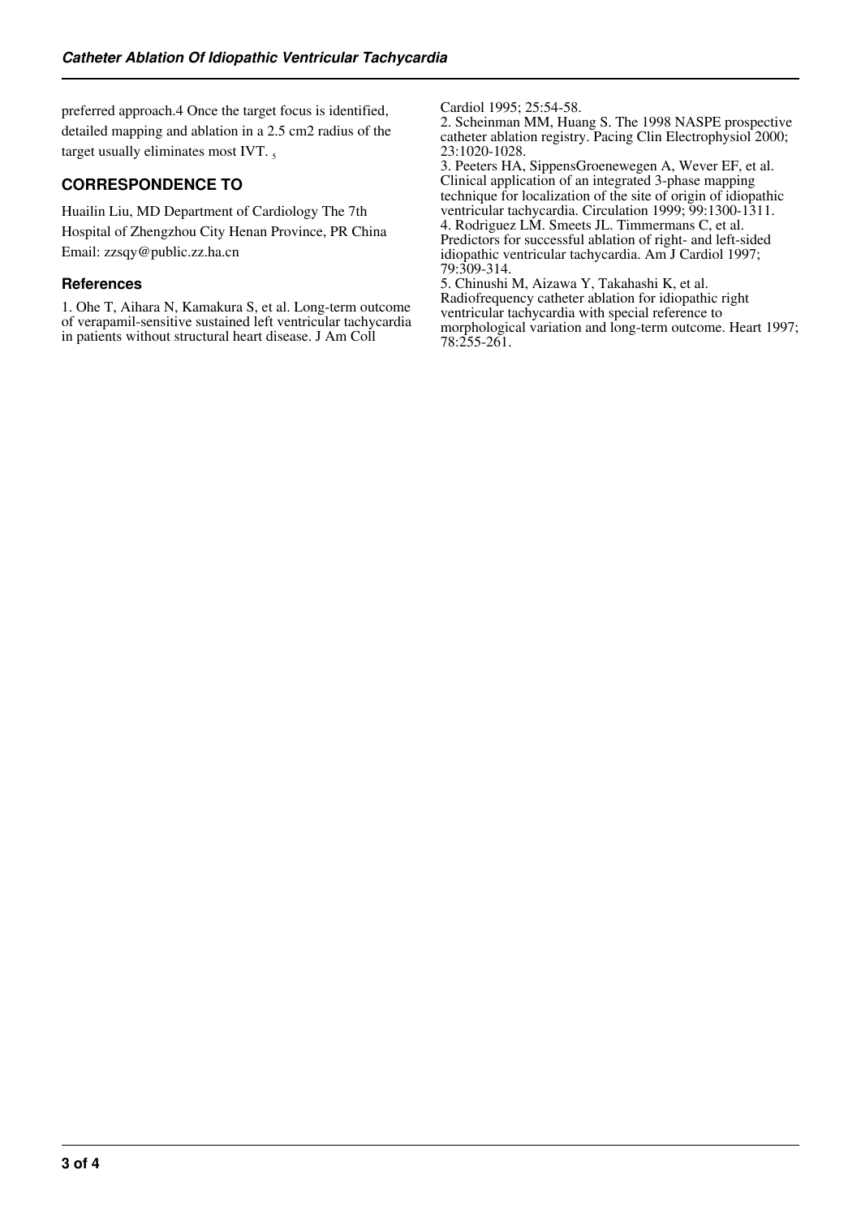preferred approach.4 Once the target focus is identified, detailed mapping and ablation in a 2.5 cm2 radius of the target usually eliminates most IVT. [5]

## CORRESPONDENCE TO

Huailin Liu, MD Department of Cardiology The 7th Hospital of Zhengzhou City Henan Province, PR China Email: zzsqy@public.zz.ha.cn

### References

1. Ohe T, Aihara N, Kamakura S, et al. Long-term outcome of verapamil-sensitive sustained left ventricular tachycardia in patients without structural heart disease. J Am Coll Cardiol 1995; 25:54-58.
2. Scheinman MM, Huang S. The 1998 NASPE prospective catheter ablation registry. Pacing Clin Electrophysiol 2000; 23:1020-1028.
3. Peeters HA, SippensGroenewegen A, Wever EF, et al. Clinical application of an integrated 3-phase mapping technique for localization of the site of origin of idiopathic ventricular tachycardia. Circulation 1999; 99:1300-1311.
4. Rodriguez LM. Smeets JL. Timmermans C, et al. Predictors for successful ablation of right- and left-sided idiopathic ventricular tachycardia. Am J Cardiol 1997; 79:309-314.
5. Chinushi M, Aizawa Y, Takahashi K, et al. Radiofrequency catheter ablation for idiopathic right ventricular tachycardia with special reference to morphological variation and long-term outcome. Heart 1997; 78:255-261.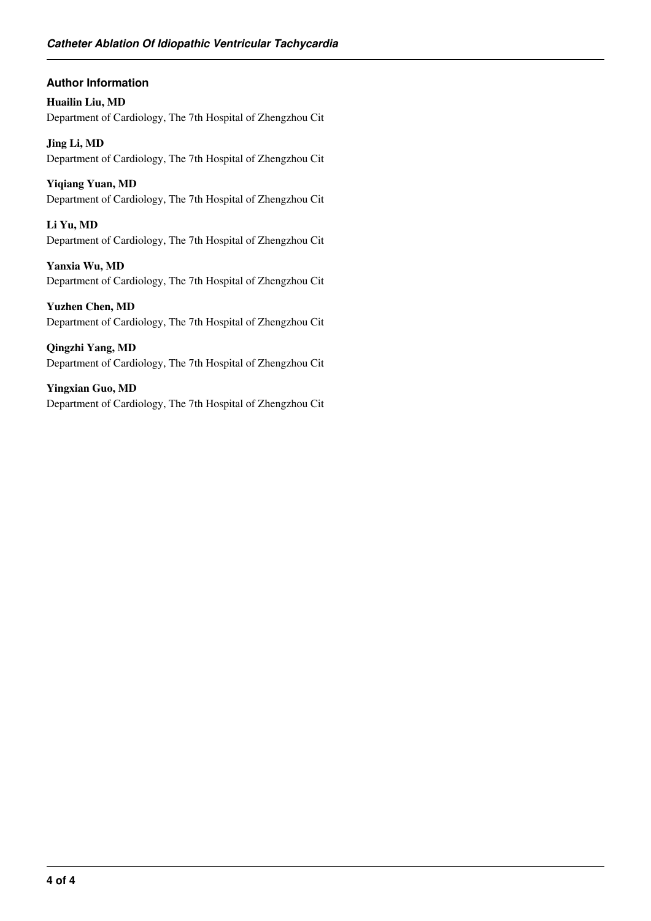## Author Information

**Huailin Liu, MD**
Department of Cardiology, The 7th Hospital of Zhengzhou Cit

**Jing Li, MD**
Department of Cardiology, The 7th Hospital of Zhengzhou Cit

**Yiqiang Yuan, MD**
Department of Cardiology, The 7th Hospital of Zhengzhou Cit

**Li Yu, MD**
Department of Cardiology, The 7th Hospital of Zhengzhou Cit

**Yanxia Wu, MD**
Department of Cardiology, The 7th Hospital of Zhengzhou Cit

**Yuzhen Chen, MD**
Department of Cardiology, The 7th Hospital of Zhengzhou Cit

**Qingzhi Yang, MD**
Department of Cardiology, The 7th Hospital of Zhengzhou Cit

**Yingxian Guo, MD**
Department of Cardiology, The 7th Hospital of Zhengzhou Cit